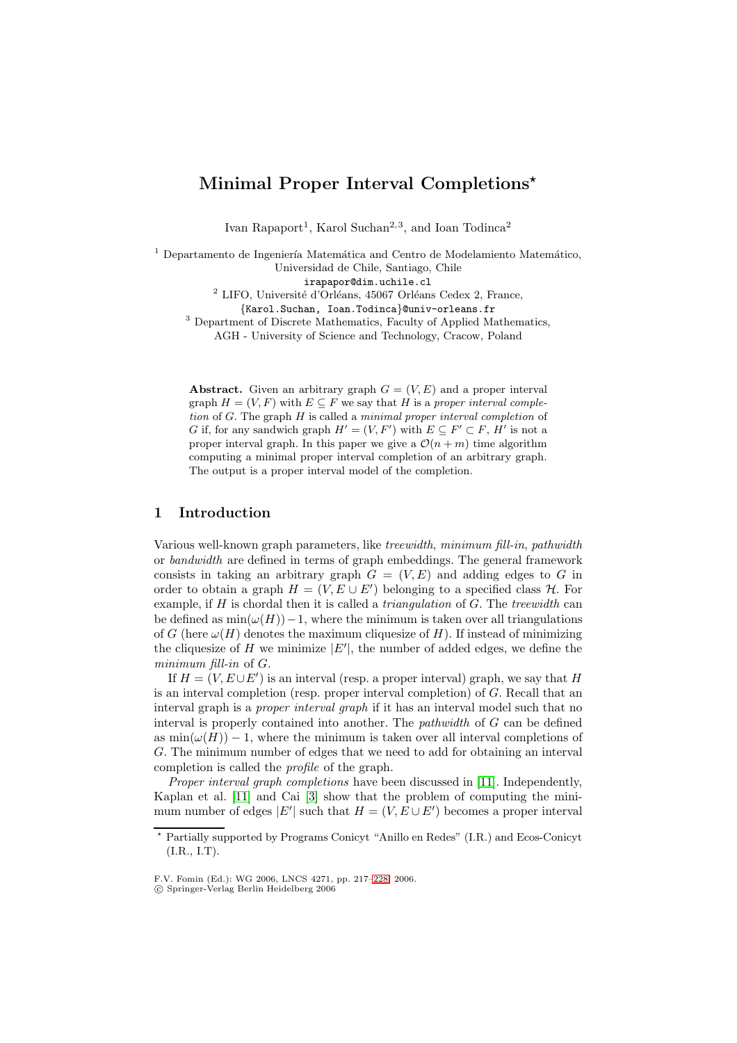# Minimal Proper Interval Completions*

Ivan Rapaport[1], Karol Suchan[2,3], and Ioan Todinca[2]

[1] Departamento de Ingeniería Matemática and Centro de Modelamiento Matemático, Universidad de Chile, Santiago, Chile
irapapor@dim.uchile.cl

[2] LIFO, Université d'Orléans, 45067 Orléans Cedex 2, France,
{Karol.Suchan, Ioan.Todinca}@univ-orleans.fr

[3] Department of Discrete Mathematics, Faculty of Applied Mathematics, AGH - University of Science and Technology, Cracow, Poland

**Abstract.** Given an arbitrary graph $G = (V, E)$ and a proper interval graph $H = (V, F)$ with $E \subseteq F$ we say that $H$ is a *proper interval completion* of $G$. The graph $H$ is called a *minimal proper interval completion* of $G$ if, for any sandwich graph $H' = (V, F')$ with $E \subseteq F' \subset F$, $H'$ is not a proper interval graph. In this paper we give a $\mathcal{O}(n + m)$ time algorithm computing a minimal proper interval completion of an arbitrary graph. The output is a proper interval model of the completion.

## 1 Introduction

Various well-known graph parameters, like *treewidth*, *minimum fill-in*, *pathwidth* or *bandwidth* are defined in terms of graph embeddings. The general framework consists in taking an arbitrary graph $G = (V, E)$ and adding edges to $G$ in order to obtain a graph $H = (V, E \cup E')$ belonging to a specified class $\mathcal{H}$. For example, if $H$ is chordal then it is called a *triangulation* of $G$. The *treewidth* can be defined as $\min(\omega(H)) - 1$, where the minimum is taken over all triangulations of $G$ (here $\omega(H)$ denotes the maximum cliquesize of $H$). If instead of minimizing the cliquesize of $H$ we minimize $|E'|$, the number of added edges, we define the *minimum fill-in* of $G$.

If $H = (V, E \cup E')$ is an interval (resp. a proper interval) graph, we say that $H$ is an interval completion (resp. proper interval completion) of $G$. Recall that an interval graph is a *proper interval graph* if it has an interval model such that no interval is properly contained into another. The *pathwidth* of $G$ can be defined as $\min(\omega(H)) - 1$, where the minimum is taken over all interval completions of $G$. The minimum number of edges that we need to add for obtaining an interval completion is called the *profile* of the graph.

*Proper interval graph completions* have been discussed in [11]. Independently, Kaplan et al. [11] and Cai [3] show that the problem of computing the minimum number of edges $|E'|$ such that $H = (V, E \cup E')$ becomes a proper interval

---

* Partially supported by Programs Conicyt "Anillo en Redes" (I.R.) and Ecos-Conicyt (I.R., I.T).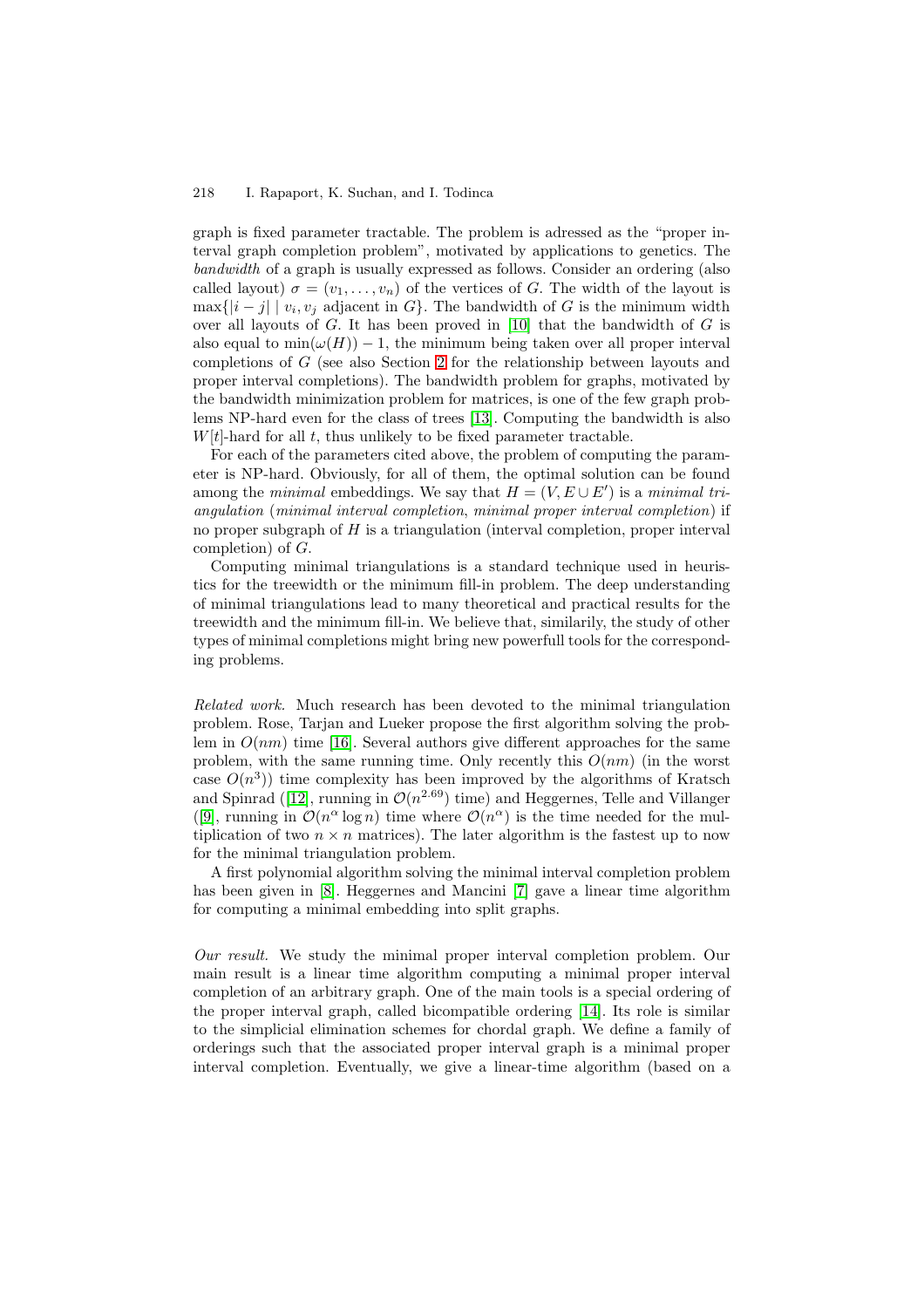graph is fixed parameter tractable. The problem is adressed as the "proper interval graph completion problem", motivated by applications to genetics. The *bandwidth* of a graph is usually expressed as follows. Consider an ordering (also called layout) $\sigma = (v_1, \ldots, v_n)$ of the vertices of $G$. The width of the layout is $\max\{|i - j| \mid v_i, v_j \text{ adjacent in } G\}$. The bandwidth of $G$ is the minimum width over all layouts of $G$. It has been proved in [10] that the bandwidth of $G$ is also equal to $\min(\omega(H)) - 1$, the minimum being taken over all proper interval completions of $G$ (see also Section 2 for the relationship between layouts and proper interval completions). The bandwidth problem for graphs, motivated by the bandwidth minimization problem for matrices, is one of the few graph problems NP-hard even for the class of trees [13]. Computing the bandwidth is also $W[t]$-hard for all $t$, thus unlikely to be fixed parameter tractable.

For each of the parameters cited above, the problem of computing the parameter is NP-hard. Obviously, for all of them, the optimal solution can be found among the *minimal* embeddings. We say that $H = (V, E \cup E')$ is a *minimal triangulation* (*minimal interval completion*, *minimal proper interval completion*) if no proper subgraph of $H$ is a triangulation (interval completion, proper interval completion) of $G$.

Computing minimal triangulations is a standard technique used in heuristics for the treewidth or the minimum fill-in problem. The deep understanding of minimal triangulations lead to many theoretical and practical results for the treewidth and the minimum fill-in. We believe that, similarily, the study of other types of minimal completions might bring new powerfull tools for the corresponding problems.

*Related work.* Much research has been devoted to the minimal triangulation problem. Rose, Tarjan and Lueker propose the first algorithm solving the problem in $O(nm)$ time [16]. Several authors give different approaches for the same problem, with the same running time. Only recently this $O(nm)$ (in the worst case $O(n^3)$) time complexity has been improved by the algorithms of Kratsch and Spinrad ([12], running in $\mathcal{O}(n^{2.69})$ time) and Heggernes, Telle and Villanger ([9], running in $\mathcal{O}(n^{\alpha} \log n)$ time where $\mathcal{O}(n^{\alpha})$ is the time needed for the multiplication of two $n \times n$ matrices). The later algorithm is the fastest up to now for the minimal triangulation problem.

A first polynomial algorithm solving the minimal interval completion problem has been given in [8]. Heggernes and Mancini [7] gave a linear time algorithm for computing a minimal embedding into split graphs.

*Our result.* We study the minimal proper interval completion problem. Our main result is a linear time algorithm computing a minimal proper interval completion of an arbitrary graph. One of the main tools is a special ordering of the proper interval graph, called bicompatible ordering [14]. Its role is similar to the simplicial elimination schemes for chordal graph. We define a family of orderings such that the associated proper interval graph is a minimal proper interval completion. Eventually, we give a linear-time algorithm (based on a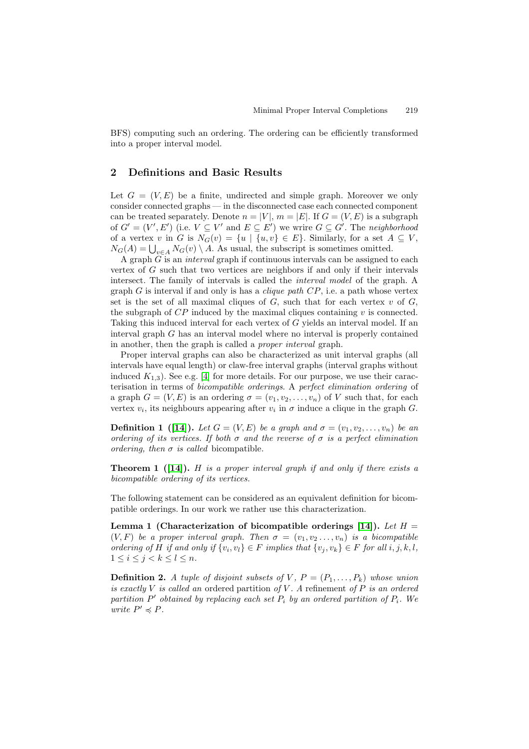BFS) computing such an ordering. The ordering can be efficiently transformed into a proper interval model.

## 2 Definitions and Basic Results

Let $G = (V, E)$ be a finite, undirected and simple graph. Moreover we only consider connected graphs — in the disconnected case each connected component can be treated separately. Denote $n = |V|$, $m = |E|$. If $G = (V, E)$ is a subgraph of $G' = (V', E')$ (i.e. $V \subseteq V'$ and $E \subseteq E'$) we wrire $G \subseteq G'$. The *neighborhood* of a vertex $v$ in $G$ is $N_G(v) = \{u \mid \{u, v\} \in E\}$. Similarly, for a set $A \subseteq V$, $N_G(A) = \bigcup_{v \in A} N_G(v) \setminus A$. As usual, the subscript is sometimes omitted.

A graph $G$ is an *interval* graph if continuous intervals can be assigned to each vertex of $G$ such that two vertices are neighbors if and only if their intervals intersect. The family of intervals is called the *interval model* of the graph. A graph $G$ is interval if and only is has a *clique path* $CP$, i.e. a path whose vertex set is the set of all maximal cliques of $G$, such that for each vertex $v$ of $G$, the subgraph of $CP$ induced by the maximal cliques containing $v$ is connected. Taking this induced interval for each vertex of $G$ yields an interval model. If an interval graph $G$ has an interval model where no interval is properly contained in another, then the graph is called a *proper interval* graph.

Proper interval graphs can also be characterized as unit interval graphs (all intervals have equal length) or claw-free interval graphs (interval graphs without induced $K_{1,3}$). See e.g. [4] for more details. For our purpose, we use their caracterisation in terms of *bicompatible orderings*. A *perfect elimination ordering* of a graph $G = (V, E)$ is an ordering $\sigma = (v_1, v_2, \dots, v_n)$ of $V$ such that, for each vertex $v_i$, its neighbours appearing after $v_i$ in $\sigma$ induce a clique in the graph $G$.

**Definition 1 ([14]).** *Let $G = (V, E)$ be a graph and $\sigma = (v_1, v_2, \dots, v_n)$ be an ordering of its vertices. If both $\sigma$ and the reverse of $\sigma$ is a perfect elimination ordering, then $\sigma$ is called* bicompatible.

**Theorem 1 ([14]).** *$H$ is a proper interval graph if and only if there exists a bicompatible ordering of its vertices.*

The following statement can be considered as an equivalent definition for bicompatible orderings. In our work we rather use this characterization.

**Lemma 1 (Characterization of bicompatible orderings [14]).** *Let $H = (V, F)$ be a proper interval graph. Then $\sigma = (v_1, v_2 \dots, v_n)$ is a bicompatible ordering of $H$ if and only if $\{v_i, v_l\} \in F$ implies that $\{v_j, v_k\} \in F$ for all $i, j, k, l$, $1 \leq i \leq j < k \leq l \leq n$.*

**Definition 2.** *A tuple of disjoint subsets of $V$, $P = (P_1, \dots, P_k)$ whose union is exactly $V$ is called an* ordered partition *of $V$. A* refinement *of $P$ is an ordered partition $P'$ obtained by replacing each set $P_i$ by an ordered partition of $P_i$. We write $P' \preccurlyeq P$.*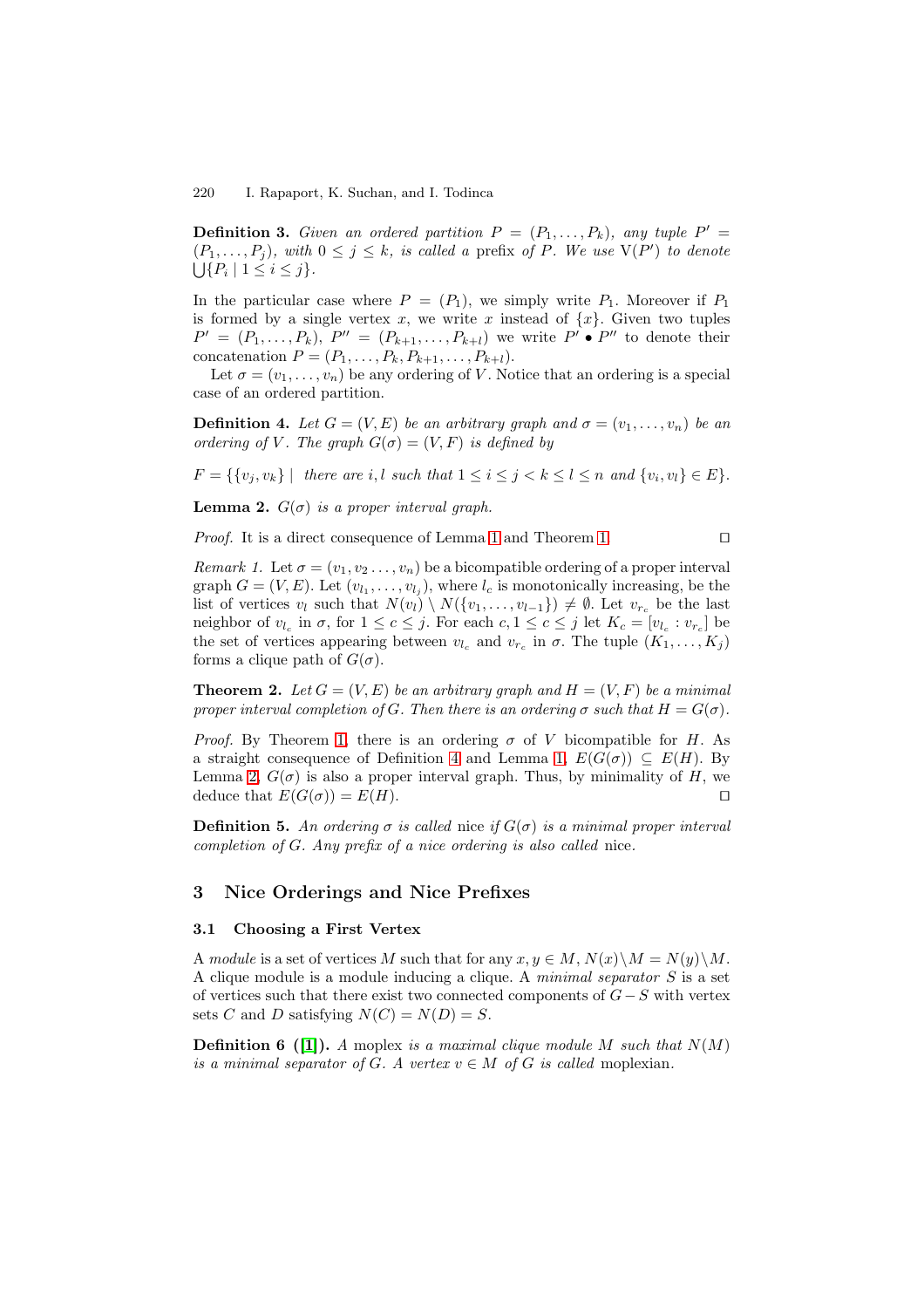**Definition 3.** *Given an ordered partition $P = (P_1, \ldots, P_k)$, any tuple $P' = (P_1, \ldots, P_j)$, with $0 \leq j \leq k$, is called a* prefix *of $P$. We use $\mathrm{V}(P')$ to denote $\bigcup\{P_i \mid 1 \leq i \leq j\}$.*

In the particular case where $P = (P_1)$, we simply write $P_1$. Moreover if $P_1$ is formed by a single vertex $x$, we write $x$ instead of $\{x\}$. Given two tuples $P' = (P_1, \ldots, P_k)$, $P'' = (P_{k+1}, \ldots, P_{k+l})$ we write $P' \bullet P''$ to denote their concatenation $P = (P_1, \ldots, P_k, P_{k+1}, \ldots, P_{k+l})$.

Let $\sigma = (v_1, \ldots, v_n)$ be any ordering of $V$. Notice that an ordering is a special case of an ordered partition.

**Definition 4.** *Let $G = (V, E)$ be an arbitrary graph and $\sigma = (v_1, \ldots, v_n)$ be an ordering of $V$. The graph $G(\sigma) = (V, F)$ is defined by*

$$F = \{\{v_j, v_k\} \mid \text{ there are } i, l \text{ such that } 1 \leq i \leq j < k \leq l \leq n \text{ and } \{v_i, v_l\} \in E\}.$$

**Lemma 2.** *$G(\sigma)$ is a proper interval graph.*

*Proof.* It is a direct consequence of Lemma 1 and Theorem 1. □

*Remark 1.* Let $\sigma = (v_1, v_2 \ldots, v_n)$ be a bicompatible ordering of a proper interval graph $G = (V, E)$. Let $(v_{l_1}, \ldots, v_{l_j})$, where $l_c$ is monotonically increasing, be the list of vertices $v_l$ such that $N(v_l) \setminus N(\{v_1, \ldots, v_{l-1}\}) \neq \emptyset$. Let $v_{r_c}$ be the last neighbor of $v_{l_c}$ in $\sigma$, for $1 \leq c \leq j$. For each $c, 1 \leq c \leq j$ let $K_c = [v_{l_c} : v_{r_c}]$ be the set of vertices appearing between $v_{l_c}$ and $v_{r_c}$ in $\sigma$. The tuple $(K_1, \ldots, K_j)$ forms a clique path of $G(\sigma)$.

**Theorem 2.** *Let $G = (V, E)$ be an arbitrary graph and $H = (V, F)$ be a minimal proper interval completion of $G$. Then there is an ordering $\sigma$ such that $H = G(\sigma)$.*

*Proof.* By Theorem 1, there is an ordering $\sigma$ of $V$ bicompatible for $H$. As a straight consequence of Definition 4 and Lemma 1, $E(G(\sigma)) \subseteq E(H)$. By Lemma 2, $G(\sigma)$ is also a proper interval graph. Thus, by minimality of $H$, we deduce that $E(G(\sigma)) = E(H)$. □

**Definition 5.** *An ordering $\sigma$ is called* nice *if $G(\sigma)$ is a minimal proper interval completion of $G$. Any prefix of a nice ordering is also called* nice*.*

## 3 Nice Orderings and Nice Prefixes

### 3.1 Choosing a First Vertex

A *module* is a set of vertices $M$ such that for any $x, y \in M$, $N(x) \setminus M = N(y) \setminus M$. A clique module is a module inducing a clique. A *minimal separator* $S$ is a set of vertices such that there exist two connected components of $G - S$ with vertex sets $C$ and $D$ satisfying $N(C) = N(D) = S$.

**Definition 6 ([1]).** *A* moplex *is a maximal clique module $M$ such that $N(M)$ is a minimal separator of $G$. A vertex $v \in M$ of $G$ is called* moplexian.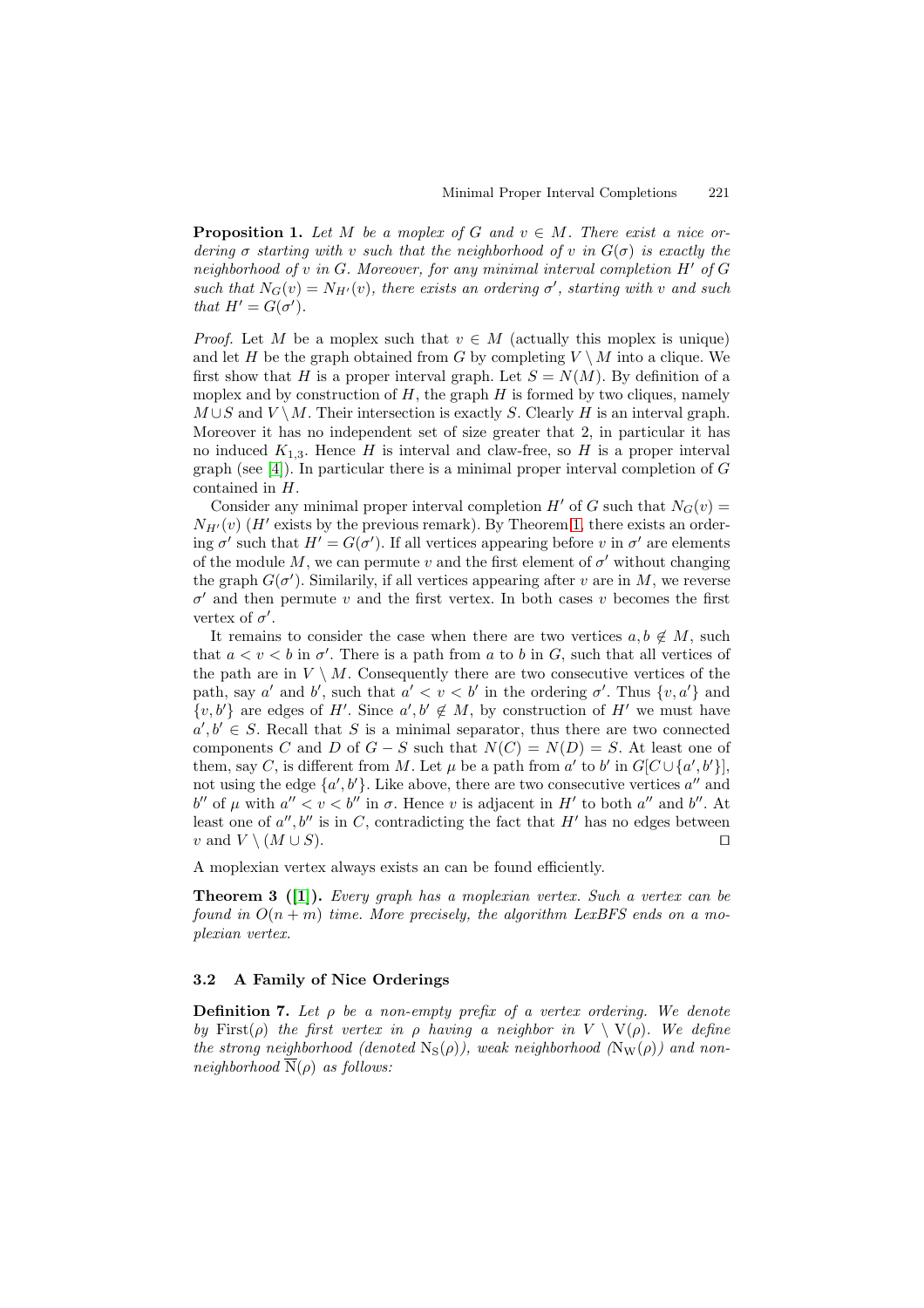**Proposition 1.** *Let $M$ be a moplex of $G$ and $v \in M$. There exist a nice ordering $\sigma$ starting with $v$ such that the neighborhood of $v$ in $G(\sigma)$ is exactly the neighborhood of $v$ in $G$. Moreover, for any minimal interval completion $H'$ of $G$ such that $N_G(v) = N_{H'}(v)$, there exists an ordering $\sigma'$, starting with $v$ and such that $H' = G(\sigma')$.*

*Proof.* Let $M$ be a moplex such that $v \in M$ (actually this moplex is unique) and let $H$ be the graph obtained from $G$ by completing $V \setminus M$ into a clique. We first show that $H$ is a proper interval graph. Let $S = N(M)$. By definition of a moplex and by construction of $H$, the graph $H$ is formed by two cliques, namely $M \cup S$ and $V \setminus M$. Their intersection is exactly $S$. Clearly $H$ is an interval graph. Moreover it has no independent set of size greater that 2, in particular it has no induced $K_{1,3}$. Hence $H$ is interval and claw-free, so $H$ is a proper interval graph (see [4]). In particular there is a minimal proper interval completion of $G$ contained in $H$.

Consider any minimal proper interval completion $H'$ of $G$ such that $N_G(v) = N_{H'}(v)$ ($H'$ exists by the previous remark). By Theorem 1, there exists an ordering $\sigma'$ such that $H' = G(\sigma')$. If all vertices appearing before $v$ in $\sigma'$ are elements of the module $M$, we can permute $v$ and the first element of $\sigma'$ without changing the graph $G(\sigma')$. Similarily, if all vertices appearing after $v$ are in $M$, we reverse $\sigma'$ and then permute $v$ and the first vertex. In both cases $v$ becomes the first vertex of $\sigma'$.

It remains to consider the case when there are two vertices $a, b \notin M$, such that $a < v < b$ in $\sigma'$. There is a path from $a$ to $b$ in $G$, such that all vertices of the path are in $V \setminus M$. Consequently there are two consecutive vertices of the path, say $a'$ and $b'$, such that $a' < v < b'$ in the ordering $\sigma'$. Thus $\{v, a'\}$ and $\{v, b'\}$ are edges of $H'$. Since $a', b' \notin M$, by construction of $H'$ we must have $a', b' \in S$. Recall that $S$ is a minimal separator, thus there are two connected components $C$ and $D$ of $G - S$ such that $N(C) = N(D) = S$. At least one of them, say $C$, is different from $M$. Let $\mu$ be a path from $a'$ to $b'$ in $G[C \cup \{a', b'\}]$, not using the edge $\{a', b'\}$. Like above, there are two consecutive vertices $a''$ and $b''$ of $\mu$ with $a'' < v < b''$ in $\sigma$. Hence $v$ is adjacent in $H'$ to both $a''$ and $b''$. At least one of $a'', b''$ is in $C$, contradicting the fact that $H'$ has no edges between $v$ and $V \setminus (M \cup S)$. ⊓⊔

A moplexian vertex always exists an can be found efficiently.

**Theorem 3 ([1]).** *Every graph has a moplexian vertex. Such a vertex can be found in $O(n + m)$ time. More precisely, the algorithm LexBFS ends on a moplexian vertex.*

### 3.2 A Family of Nice Orderings

**Definition 7.** *Let $\rho$ be a non-empty prefix of a vertex ordering. We denote by $\mathrm{First}(\rho)$ the first vertex in $\rho$ having a neighbor in $V \setminus \mathrm{V}(\rho)$. We define the strong neighborhood (denoted $\mathrm{N_S}(\rho)$), weak neighborhood ($\mathrm{N_W}(\rho)$) and non-neighborhood $\overline{\mathrm{N}}(\rho)$ as follows:*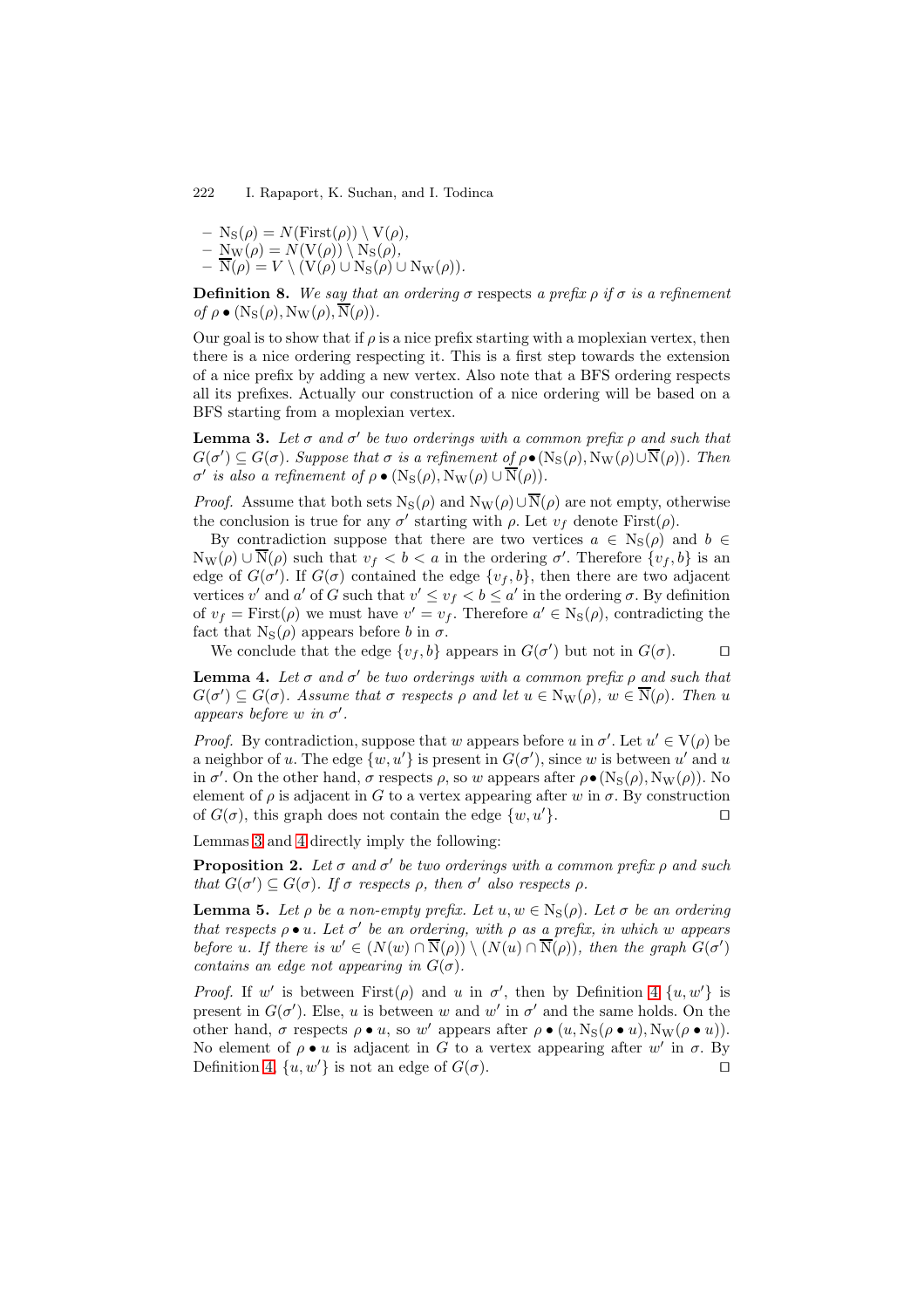- $\mathrm{N_S}(\rho) = N(\mathrm{First}(\rho)) \setminus \mathrm{V}(\rho)$,
- $\mathrm{N_W}(\rho) = N(\mathrm{V}(\rho)) \setminus \mathrm{N_S}(\rho)$,
- $\overline{\mathrm{N}}(\rho) = V \setminus (\mathrm{V}(\rho) \cup \mathrm{N_S}(\rho) \cup \mathrm{N_W}(\rho))$.

**Definition 8.** *We say that an ordering $\sigma$* respects *a prefix $\rho$ if $\sigma$ is a refinement of $\rho \bullet (\mathrm{N_S}(\rho), \mathrm{N_W}(\rho), \overline{\mathrm{N}}(\rho))$.*

Our goal is to show that if $\rho$ is a nice prefix starting with a moplexian vertex, then there is a nice ordering respecting it. This is a first step towards the extension of a nice prefix by adding a new vertex. Also note that a BFS ordering respects all its prefixes. Actually our construction of a nice ordering will be based on a BFS starting from a moplexian vertex.

**Lemma 3.** *Let $\sigma$ and $\sigma'$ be two orderings with a common prefix $\rho$ and such that $G(\sigma') \subseteq G(\sigma)$. Suppose that $\sigma$ is a refinement of $\rho \bullet (\mathrm{N_S}(\rho), \mathrm{N_W}(\rho) \cup \overline{\mathrm{N}}(\rho))$. Then $\sigma'$ is also a refinement of $\rho \bullet (\mathrm{N_S}(\rho), \mathrm{N_W}(\rho) \cup \overline{\mathrm{N}}(\rho))$.*

*Proof.* Assume that both sets $\mathrm{N_S}(\rho)$ and $\mathrm{N_W}(\rho) \cup \overline{\mathrm{N}}(\rho)$ are not empty, otherwise the conclusion is true for any $\sigma'$ starting with $\rho$. Let $v_f$ denote $\mathrm{First}(\rho)$.

By contradiction suppose that there are two vertices $a \in \mathrm{N_S}(\rho)$ and $b \in \mathrm{N_W}(\rho) \cup \overline{\mathrm{N}}(\rho)$ such that $v_f < b < a$ in the ordering $\sigma'$. Therefore $\{v_f, b\}$ is an edge of $G(\sigma')$. If $G(\sigma)$ contained the edge $\{v_f, b\}$, then there are two adjacent vertices $v'$ and $a'$ of $G$ such that $v' \leq v_f < b \leq a'$ in the ordering $\sigma$. By definition of $v_f = \mathrm{First}(\rho)$ we must have $v' = v_f$. Therefore $a' \in \mathrm{N_S}(\rho)$, contradicting the fact that $\mathrm{N_S}(\rho)$ appears before $b$ in $\sigma$.

We conclude that the edge $\{v_f, b\}$ appears in $G(\sigma')$ but not in $G(\sigma)$. $\square$

**Lemma 4.** *Let $\sigma$ and $\sigma'$ be two orderings with a common prefix $\rho$ and such that $G(\sigma') \subseteq G(\sigma)$. Assume that $\sigma$ respects $\rho$ and let $u \in \mathrm{N_W}(\rho)$, $w \in \overline{\mathrm{N}}(\rho)$. Then $u$ appears before $w$ in $\sigma'$.*

*Proof.* By contradiction, suppose that $w$ appears before $u$ in $\sigma'$. Let $u' \in \mathrm{V}(\rho)$ be a neighbor of $u$. The edge $\{w, u'\}$ is present in $G(\sigma')$, since $w$ is between $u'$ and $u$ in $\sigma'$. On the other hand, $\sigma$ respects $\rho$, so $w$ appears after $\rho \bullet (\mathrm{N_S}(\rho), \mathrm{N_W}(\rho))$. No element of $\rho$ is adjacent in $G$ to a vertex appearing after $w$ in $\sigma$. By construction of $G(\sigma)$, this graph does not contain the edge $\{w, u'\}$. $\square$

Lemmas 3 and 4 directly imply the following:

**Proposition 2.** *Let $\sigma$ and $\sigma'$ be two orderings with a common prefix $\rho$ and such that $G(\sigma') \subseteq G(\sigma)$. If $\sigma$ respects $\rho$, then $\sigma'$ also respects $\rho$.*

**Lemma 5.** *Let $\rho$ be a non-empty prefix. Let $u, w \in \mathrm{N_S}(\rho)$. Let $\sigma$ be an ordering that respects $\rho \bullet u$. Let $\sigma'$ be an ordering, with $\rho$ as a prefix, in which $w$ appears before $u$. If there is $w' \in (N(w) \cap \overline{\mathrm{N}}(\rho)) \setminus (N(u) \cap \overline{\mathrm{N}}(\rho))$, then the graph $G(\sigma')$ contains an edge not appearing in $G(\sigma)$.*

*Proof.* If $w'$ is between $\mathrm{First}(\rho)$ and $u$ in $\sigma'$, then by Definition 4 $\{u, w'\}$ is present in $G(\sigma')$. Else, $u$ is between $w$ and $w'$ in $\sigma'$ and the same holds. On the other hand, $\sigma$ respects $\rho \bullet u$, so $w'$ appears after $\rho \bullet (u, \mathrm{N_S}(\rho \bullet u), \mathrm{N_W}(\rho \bullet u))$. No element of $\rho \bullet u$ is adjacent in $G$ to a vertex appearing after $w'$ in $\sigma$. By Definition 4, $\{u, w'\}$ is not an edge of $G(\sigma)$. $\square$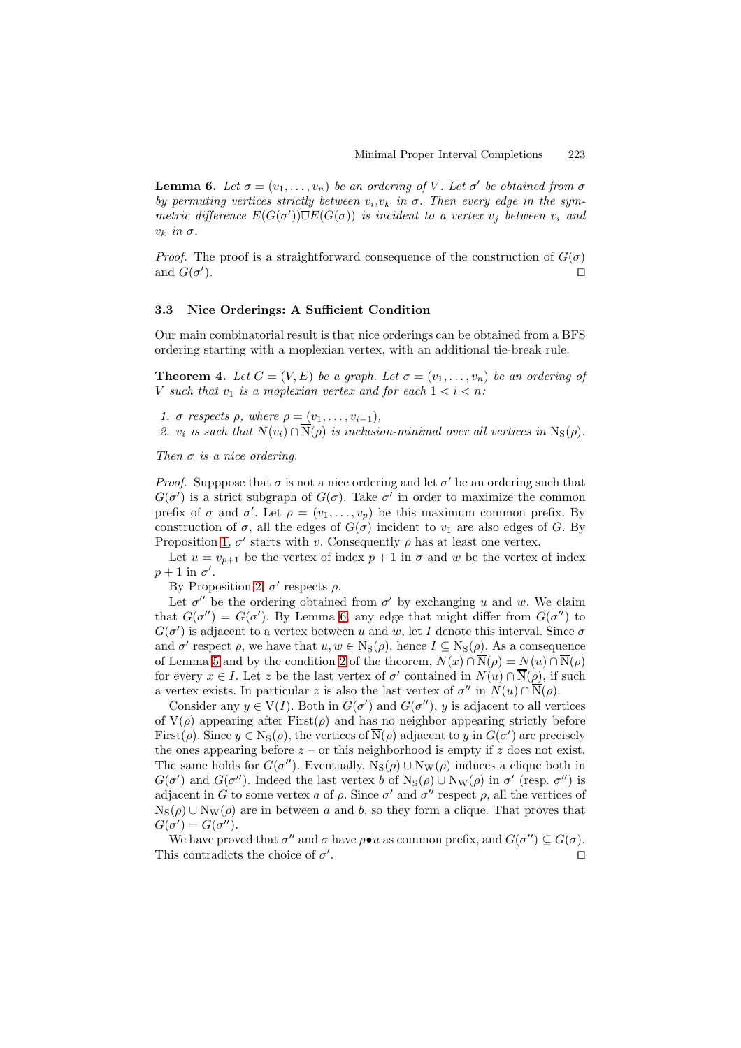**Lemma 6.** *Let $\sigma = (v_1, \ldots, v_n)$ be an ordering of $V$. Let $\sigma'$ be obtained from $\sigma$ by permuting vertices strictly between $v_i$,$v_k$ in $\sigma$. Then every edge in the symmetric difference $E(G(\sigma'))\overline{\cup}E(G(\sigma))$ is incident to a vertex $v_j$ between $v_i$ and $v_k$ in $\sigma$.*

*Proof.* The proof is a straightforward consequence of the construction of $G(\sigma)$ and $G(\sigma')$. □

### 3.3 Nice Orderings: A Sufficient Condition

Our main combinatorial result is that nice orderings can be obtained from a BFS ordering starting with a moplexian vertex, with an additional tie-break rule.

**Theorem 4.** *Let $G = (V, E)$ be a graph. Let $\sigma = (v_1, \ldots, v_n)$ be an ordering of $V$ such that $v_1$ is a moplexian vertex and for each $1 < i < n$:*

1. *$\sigma$ respects $\rho$, where $\rho = (v_1, \ldots, v_{i-1})$,*
2. *$v_i$ is such that $N(v_i) \cap \overline{\mathrm{N}}(\rho)$ is inclusion-minimal over all vertices in $\mathrm{N_S}(\rho)$.*

*Then $\sigma$ is a nice ordering.*

*Proof.* Supppose that $\sigma$ is not a nice ordering and let $\sigma'$ be an ordering such that $G(\sigma')$ is a strict subgraph of $G(\sigma)$. Take $\sigma'$ in order to maximize the common prefix of $\sigma$ and $\sigma'$. Let $\rho = (v_1, \ldots, v_p)$ be this maximum common prefix. By construction of $\sigma$, all the edges of $G(\sigma)$ incident to $v_1$ are also edges of $G$. By Proposition 1, $\sigma'$ starts with $v$. Consequently $\rho$ has at least one vertex.

Let $u = v_{p+1}$ be the vertex of index $p + 1$ in $\sigma$ and $w$ be the vertex of index $p + 1$ in $\sigma'$.

By Proposition 2, $\sigma'$ respects $\rho$.

Let $\sigma''$ be the ordering obtained from $\sigma'$ by exchanging $u$ and $w$. We claim that $G(\sigma'') = G(\sigma')$. By Lemma 6, any edge that might differ from $G(\sigma'')$ to $G(\sigma')$ is adjacent to a vertex between $u$ and $w$, let $I$ denote this interval. Since $\sigma$ and $\sigma'$ respect $\rho$, we have that $u, w \in \mathrm{N_S}(\rho)$, hence $I \subseteq \mathrm{N_S}(\rho)$. As a consequence of Lemma 5 and by the condition 2 of the theorem, $N(x) \cap \overline{\mathrm{N}}(\rho) = N(u) \cap \overline{\mathrm{N}}(\rho)$ for every $x \in I$. Let $z$ be the last vertex of $\sigma'$ contained in $N(u) \cap \overline{\mathrm{N}}(\rho)$, if such a vertex exists. In particular $z$ is also the last vertex of $\sigma''$ in $N(u) \cap \overline{\mathrm{N}}(\rho)$.

Consider any $y \in \mathrm{V}(I)$. Both in $G(\sigma')$ and $G(\sigma'')$, $y$ is adjacent to all vertices of $\mathrm{V}(\rho)$ appearing after $\mathrm{First}(\rho)$ and has no neighbor appearing strictly before $\mathrm{First}(\rho)$. Since $y \in \mathrm{N_S}(\rho)$, the vertices of $\overline{\mathrm{N}}(\rho)$ adjacent to $y$ in $G(\sigma')$ are precisely the ones appearing before $z$ – or this neighborhood is empty if $z$ does not exist. The same holds for $G(\sigma'')$. Eventually, $\mathrm{N_S}(\rho) \cup \mathrm{N_W}(\rho)$ induces a clique both in $G(\sigma')$ and $G(\sigma'')$. Indeed the last vertex $b$ of $\mathrm{N_S}(\rho) \cup \mathrm{N_W}(\rho)$ in $\sigma'$ (resp. $\sigma''$) is adjacent in $G$ to some vertex $a$ of $\rho$. Since $\sigma'$ and $\sigma''$ respect $\rho$, all the vertices of $\mathrm{N_S}(\rho) \cup \mathrm{N_W}(\rho)$ are in between $a$ and $b$, so they form a clique. That proves that $G(\sigma') = G(\sigma'')$.

We have proved that $\sigma''$ and $\sigma$ have $\rho \bullet u$ as common prefix, and $G(\sigma'') \subseteq G(\sigma)$. This contradicts the choice of $\sigma'$. □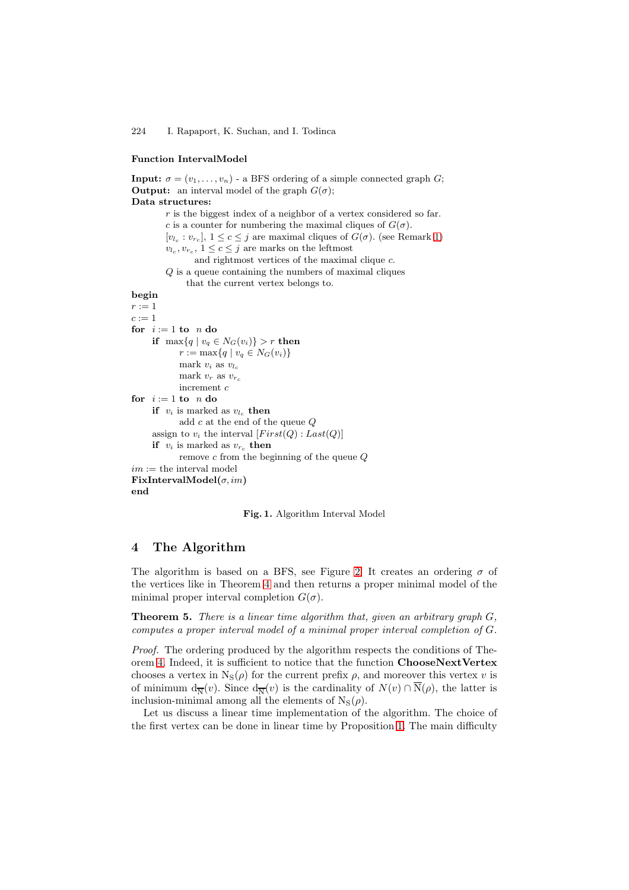**Function IntervalModel**

```
Input: σ = (v_1, ..., v_n) - a BFS ordering of a simple connected graph G;
Output: an interval model of the graph G(σ);
Data structures:
        r is the biggest index of a neighbor of a vertex considered so far.
        c is a counter for numbering the maximal cliques of G(σ).
        [v_{l_c} : v_{r_c}], 1 ≤ c ≤ j are maximal cliques of G(σ). (see Remark 1)
        v_{l_c}, v_{r_c}, 1 ≤ c ≤ j are marks on the leftmost
              and rightmost vertices of the maximal clique c.
        Q is a queue containing the numbers of maximal cliques
              that the current vertex belongs to.
begin
r := 1
c := 1
for i := 1 to n do
    if max{q | v_q ∈ N_G(v_i)} > r then
          r := max{q | v_q ∈ N_G(v_i)}
          mark v_i as v_{l_c}
          mark v_r as v_{r_c}
          increment c
for i := 1 to n do
    if v_i is marked as v_{l_c} then
          add c at the end of the queue Q
    assign to v_i the interval [First(Q) : Last(Q)]
    if v_i is marked as v_{r_c} then
          remove c from the beginning of the queue Q
im := the interval model
FixIntervalModel(σ, im)
end
```

**Fig. 1.** Algorithm Interval Model

## 4 The Algorithm

The algorithm is based on a BFS, see Figure 2. It creates an ordering $\sigma$ of the vertices like in Theorem 4 and then returns a proper minimal model of the minimal proper interval completion $G(\sigma)$.

**Theorem 5.** *There is a linear time algorithm that, given an arbitrary graph $G$, computes a proper interval model of a minimal proper interval completion of $G$.*

*Proof.* The ordering produced by the algorithm respects the conditions of Theorem 4. Indeed, it is sufficient to notice that the function **ChooseNextVertex** chooses a vertex in $\mathrm{N_S}(\rho)$ for the current prefix $\rho$, and moreover this vertex $v$ is of minimum $\mathrm{d}_{\overline{\mathrm{N}}}(v)$. Since $\mathrm{d}_{\overline{\mathrm{N}}}(v)$ is the cardinality of $N(v) \cap \overline{\mathrm{N}}(\rho)$, the latter is inclusion-minimal among all the elements of $\mathrm{N_S}(\rho)$.

Let us discuss a linear time implementation of the algorithm. The choice of the first vertex can be done in linear time by Proposition 1. The main difficulty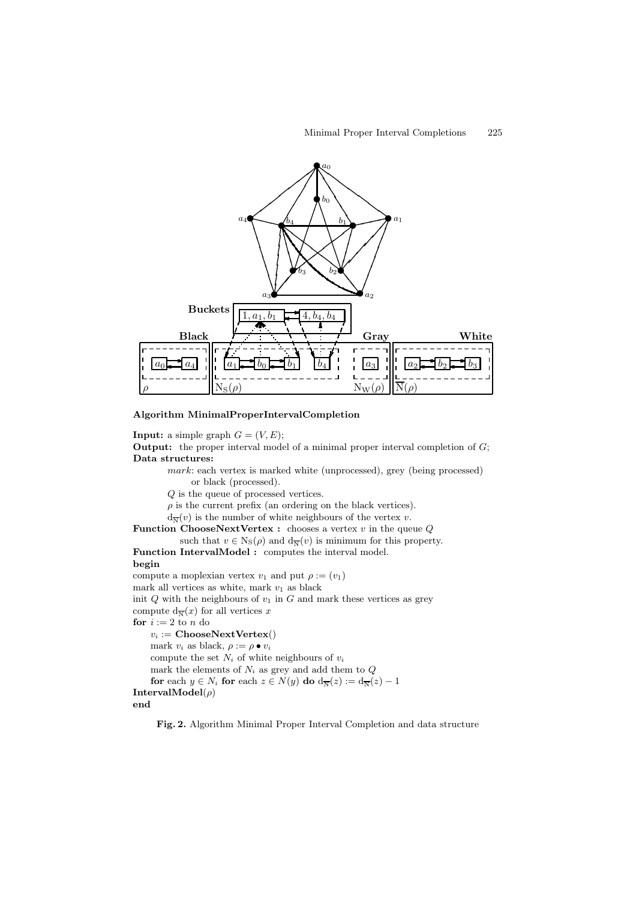**Algorithm MinimalProperIntervalCompletion**

**Input:** a simple graph $G = (V, E)$;
**Output:** the proper interval model of a minimal proper interval completion of $G$;
**Data structures:**

*mark*: each vertex is marked white (unprocessed), grey (being processed) or black (processed).
$Q$ is the queue of processed vertices.
$\rho$ is the current prefix (an ordering on the black vertices).
$\mathrm{d}_{\overline{\mathrm{N}}}(v)$ is the number of white neighbours of the vertex $v$.

**Function ChooseNextVertex :** chooses a vertex $v$ in the queue $Q$ such that $v \in \mathrm{N_S}(\rho)$ and $\mathrm{d}_{\overline{\mathrm{N}}}(v)$ is minimum for this property.
**Function IntervalModel :** computes the interval model.

```
begin
compute a moplexian vertex v_1 and put ρ := (v_1)
mark all vertices as white, mark v_1 as black
init Q with the neighbours of v_1 in G and mark these vertices as grey
compute d_N̄(x) for all vertices x
for i := 2 to n do
    v_i := ChooseNextVertex()
    mark v_i as black, ρ := ρ • v_i
    compute the set N_i of white neighbours of v_i
    mark the elements of N_i as grey and add them to Q
    for each y ∈ N_i for each z ∈ N(y) do d_N̄(z) := d_N̄(z) − 1
IntervalModel(ρ)
end
```

**Fig. 2.** Algorithm Minimal Proper Interval Completion and data structure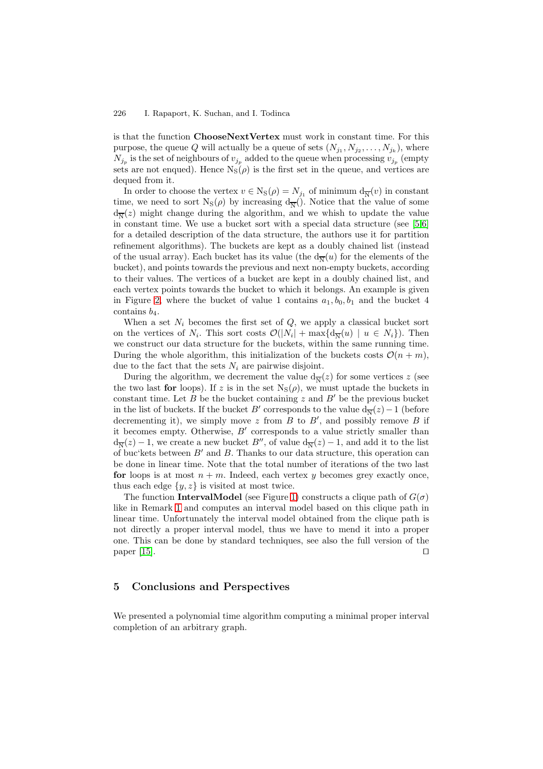is that the function **ChooseNextVertex** must work in constant time. For this purpose, the queue $Q$ will actually be a queue of sets $(N_{j_1}, N_{j_2}, \ldots, N_{j_k})$, where $N_{j_p}$ is the set of neighbours of $v_{j_p}$ added to the queue when processing $v_{j_p}$ (empty sets are not enqued). Hence $\mathrm{N_S}(\rho)$ is the first set in the queue, and vertices are dequed from it.

In order to choose the vertex $v \in \mathrm{N_S}(\rho) = N_{j_1}$ of minimum $\mathrm{d}_{\overline{\mathrm{N}}}(v)$ in constant time, we need to sort $\mathrm{N_S}(\rho)$ by increasing $\mathrm{d}_{\overline{\mathrm{N}}}()$. Notice that the value of some $\mathrm{d}_{\overline{\mathrm{N}}}(z)$ might change during the algorithm, and we whish to update the value in constant time. We use a bucket sort with a special data structure (see [5,6] for a detailed description of the data structure, the authors use it for partition refinement algorithms). The buckets are kept as a doubly chained list (instead of the usual array). Each bucket has its value (the $\mathrm{d}_{\overline{\mathrm{N}}}(u)$ for the elements of the bucket), and points towards the previous and next non-empty buckets, according to their values. The vertices of a bucket are kept in a doubly chained list, and each vertex points towards the bucket to which it belongs. An example is given in Figure 2, where the bucket of value 1 contains $a_1, b_0, b_1$ and the bucket 4 contains $b_4$.

When a set $N_i$ becomes the first set of $Q$, we apply a classical bucket sort on the vertices of $N_i$. This sort costs $\mathcal{O}(|N_i| + \max\{\mathrm{d}_{\overline{\mathrm{N}}}(u) \mid u \in N_i\})$. Then we construct our data structure for the buckets, within the same running time. During the whole algorithm, this initialization of the buckets costs $\mathcal{O}(n+m)$, due to the fact that the sets $N_i$ are pairwise disjoint.

During the algorithm, we decrement the value $\mathrm{d}_{\overline{\mathrm{N}}}(z)$ for some vertices $z$ (see the two last **for** loops). If $z$ is in the set $\mathrm{N_S}(\rho)$, we must uptade the buckets in constant time. Let $B$ be the bucket containing $z$ and $B'$ be the previous bucket in the list of buckets. If the bucket $B'$ corresponds to the value $\mathrm{d}_{\overline{\mathrm{N}}}(z) - 1$ (before decrementing it), we simply move $z$ from $B$ to $B'$, and possibly remove $B$ if it becomes empty. Otherwise, $B'$ corresponds to a value strictly smaller than $\mathrm{d}_{\overline{\mathrm{N}}}(z) - 1$, we create a new bucket $B''$, of value $\mathrm{d}_{\overline{\mathrm{N}}}(z) - 1$, and add it to the list of buc'kets between $B'$ and $B$. Thanks to our data structure, this operation can be done in linear time. Note that the total number of iterations of the two last **for** loops is at most $n + m$. Indeed, each vertex $y$ becomes grey exactly once, thus each edge $\{y, z\}$ is visited at most twice.

The function **IntervalModel** (see Figure 1) constructs a clique path of $G(\sigma)$ like in Remark 1 and computes an interval model based on this clique path in linear time. Unfortunately the interval model obtained from the clique path is not directly a proper interval model, thus we have to mend it into a proper one. This can be done by standard techniques, see also the full version of the paper [15]. □

## 5 Conclusions and Perspectives

We presented a polynomial time algorithm computing a minimal proper interval completion of an arbitrary graph.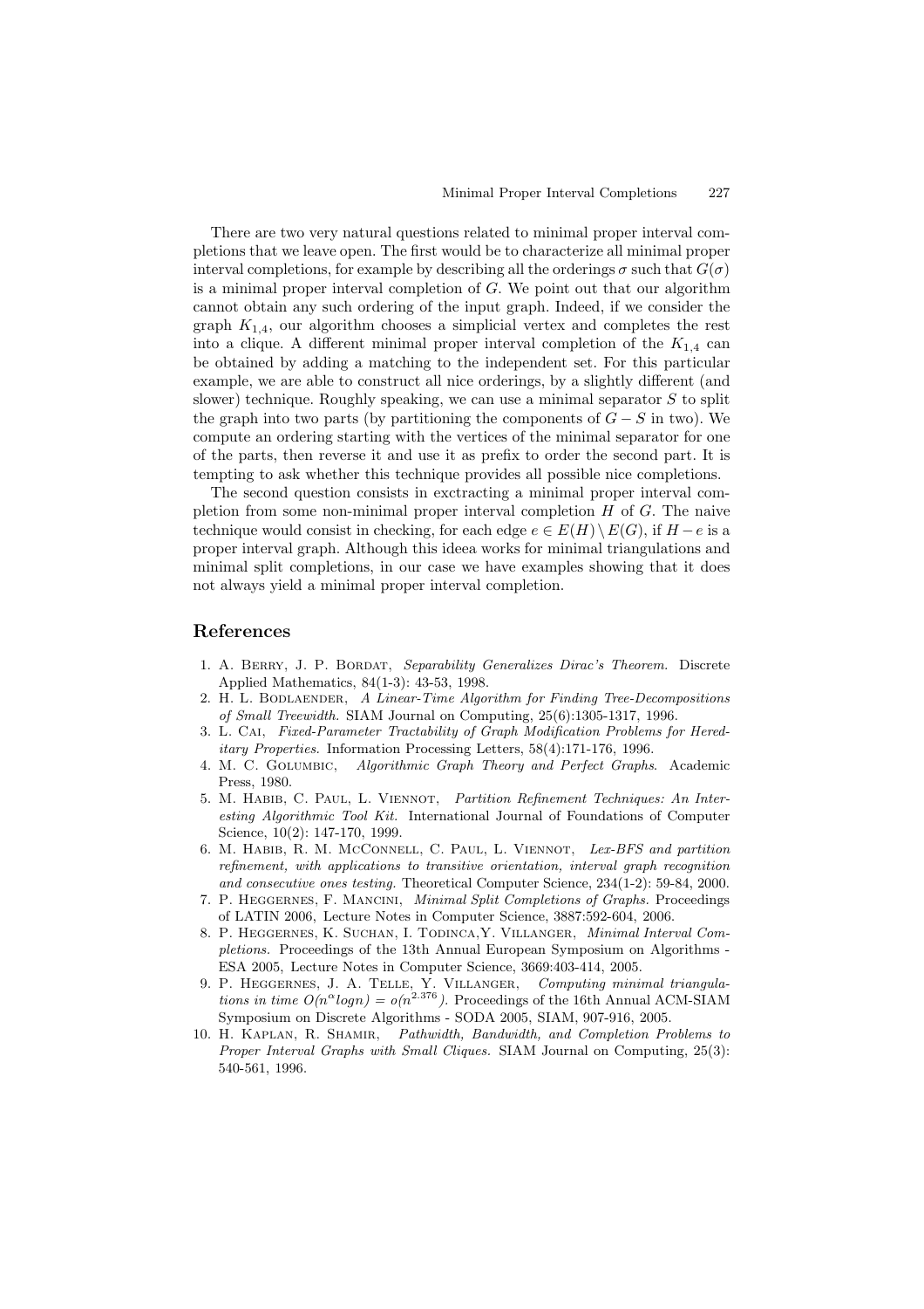There are two very natural questions related to minimal proper interval completions that we leave open. The first would be to characterize all minimal proper interval completions, for example by describing all the orderings $\sigma$ such that $G(\sigma)$ is a minimal proper interval completion of $G$. We point out that our algorithm cannot obtain any such ordering of the input graph. Indeed, if we consider the graph $K_{1,4}$, our algorithm chooses a simplicial vertex and completes the rest into a clique. A different minimal proper interval completion of the $K_{1,4}$ can be obtained by adding a matching to the independent set. For this particular example, we are able to construct all nice orderings, by a slightly different (and slower) technique. Roughly speaking, we can use a minimal separator $S$ to split the graph into two parts (by partitioning the components of $G - S$ in two). We compute an ordering starting with the vertices of the minimal separator for one of the parts, then reverse it and use it as prefix to order the second part. It is tempting to ask whether this technique provides all possible nice completions.

The second question consists in exctracting a minimal proper interval completion from some non-minimal proper interval completion $H$ of $G$. The naive technique would consist in checking, for each edge $e \in E(H) \setminus E(G)$, if $H - e$ is a proper interval graph. Although this ideea works for minimal triangulations and minimal split completions, in our case we have examples showing that it does not always yield a minimal proper interval completion.

## References

1. A. Berry, J. P. Bordat, *Separability Generalizes Dirac's Theorem.* Discrete Applied Mathematics, 84(1-3): 43-53, 1998.
2. H. L. Bodlaender, *A Linear-Time Algorithm for Finding Tree-Decompositions of Small Treewidth.* SIAM Journal on Computing, 25(6):1305-1317, 1996.
3. L. Cai, *Fixed-Parameter Tractability of Graph Modification Problems for Hereditary Properties.* Information Processing Letters, 58(4):171-176, 1996.
4. M. C. Golumbic, *Algorithmic Graph Theory and Perfect Graphs.* Academic Press, 1980.
5. M. Habib, C. Paul, L. Viennot, *Partition Refinement Techniques: An Interesting Algorithmic Tool Kit.* International Journal of Foundations of Computer Science, 10(2): 147-170, 1999.
6. M. Habib, R. M. McConnell, C. Paul, L. Viennot, *Lex-BFS and partition refinement, with applications to transitive orientation, interval graph recognition and consecutive ones testing.* Theoretical Computer Science, 234(1-2): 59-84, 2000.
7. P. Heggernes, F. Mancini, *Minimal Split Completions of Graphs.* Proceedings of LATIN 2006, Lecture Notes in Computer Science, 3887:592-604, 2006.
8. P. Heggernes, K. Suchan, I. Todinca, Y. Villanger, *Minimal Interval Completions.* Proceedings of the 13th Annual European Symposium on Algorithms - ESA 2005, Lecture Notes in Computer Science, 3669:403-414, 2005.
9. P. Heggernes, J. A. Telle, Y. Villanger, *Computing minimal triangulations in time $O(n^{\alpha} \log n) = o(n^{2.376})$.* Proceedings of the 16th Annual ACM-SIAM Symposium on Discrete Algorithms - SODA 2005, SIAM, 907-916, 2005.
10. H. Kaplan, R. Shamir, *Pathwidth, Bandwidth, and Completion Problems to Proper Interval Graphs with Small Cliques.* SIAM Journal on Computing, 25(3): 540-561, 1996.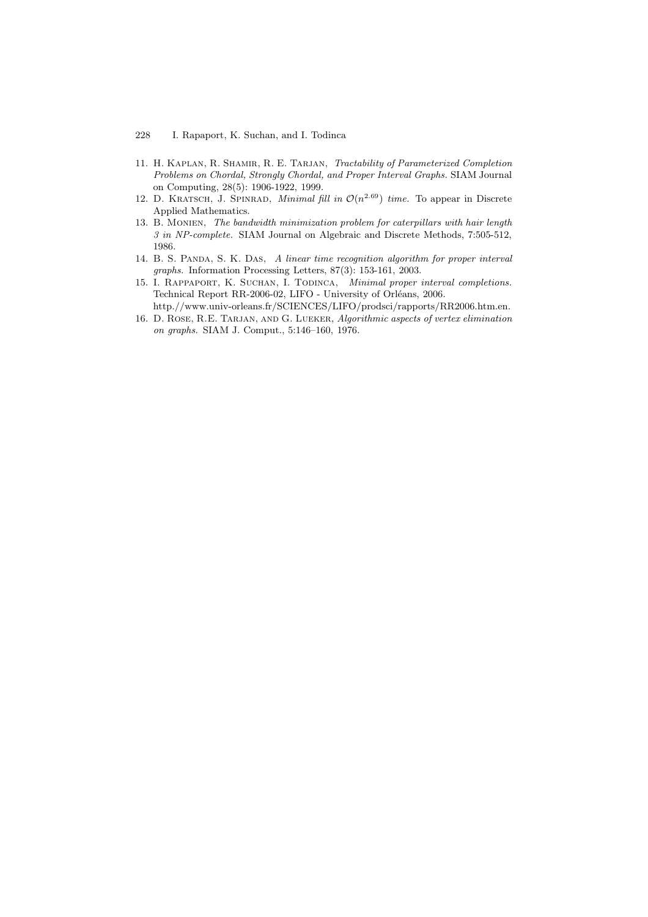11. H. Kaplan, R. Shamir, R. E. Tarjan, *Tractability of Parameterized Completion Problems on Chordal, Strongly Chordal, and Proper Interval Graphs.* SIAM Journal on Computing, 28(5): 1906-1922, 1999.
12. D. Kratsch, J. Spinrad, *Minimal fill in $\mathcal{O}(n^{2.69})$ time.* To appear in Discrete Applied Mathematics.
13. B. Monien, *The bandwidth minimization problem for caterpillars with hair length 3 in NP-complete.* SIAM Journal on Algebraic and Discrete Methods, 7:505-512, 1986.
14. B. S. Panda, S. K. Das, *A linear time recognition algorithm for proper interval graphs.* Information Processing Letters, 87(3): 153-161, 2003.
15. I. Rappaport, K. Suchan, I. Todinca, *Minimal proper interval completions.* Technical Report RR-2006-02, LIFO - University of Orléans, 2006. http://www.univ-orleans.fr/SCIENCES/LIFO/prodsci/rapports/RR2006.htm.en.
16. D. Rose, R.E. Tarjan, and G. Lueker, *Algorithmic aspects of vertex elimination on graphs.* SIAM J. Comput., 5:146–160, 1976.